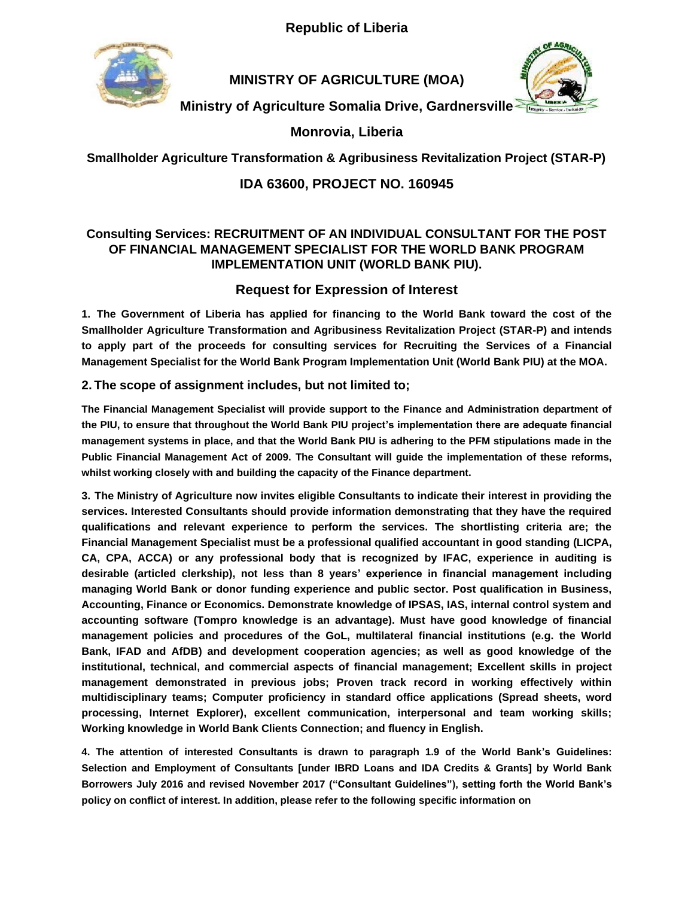**Republic of Liberia**

**MINISTRY OF AGRICULTURE (MOA)**

**Ministry of Agriculture Somalia Drive, Gardnersville**

**Monrovia, Liberia**

**Smallholder Agriculture Transformation & Agribusiness Revitalization Project (STAR-P)**

**IDA 63600, PROJECT NO. 160945**

## Consulting Services: RECRUITMENT OF AN INDIVIDUAL CONSULTANT FOR THE POST OF FINANCIAL MANAGEMENT SPECIALIST FOR THE WORLD BANK PROGRAM IMPLEMENTATION UNIT (WORLD BANK PIU).

## Request for Expression of Interest

**1. The Government of Liberia has applied for financing to the World Bank toward the cost of the Smallholder Agriculture Transformation and Agribusiness Revitalization Project (STAR-P) and intends to apply part of the proceeds for consulting services for Recruiting the Services of a Financial Management Specialist for the World Bank Program Implementation Unit (World Bank PIU) at the MOA.**

**2. The scope of assignment includes, but not limited to;**

**The Financial Management Specialist will provide support to the Finance and Administration department of the PIU, to ensure that throughout the World Bank PIU project's implementation there are adequate financial management systems in place, and that the World Bank PIU is adhering to the PFM stipulations made in the Public Financial Management Act of 2009. The Consultant will guide the implementation of these reforms, whilst working closely with and building the capacity of the Finance department.**

**3. The Ministry of Agriculture now invites eligible Consultants to indicate their interest in providing the services. Interested Consultants should provide information demonstrating that they have the required qualifications and relevant experience to perform the services. The shortlisting criteria are; the Financial Management Specialist must be a professional qualified accountant in good standing (LICPA, CA, CPA, ACCA) or any professional body that is recognized by IFAC, experience in auditing is desirable (articled clerkship), not less than 8 years' experience in financial management including managing World Bank or donor funding experience and public sector. Post qualification in Business, Accounting, Finance or Economics. Demonstrate knowledge of IPSAS, IAS, internal control system and accounting software (Tompro knowledge is an advantage). Must have good knowledge of financial management policies and procedures of the GoL, multilateral financial institutions (e.g. the World Bank, IFAD and AfDB) and development cooperation agencies; as well as good knowledge of the institutional, technical, and commercial aspects of financial management; Excellent skills in project management demonstrated in previous jobs; Proven track record in working effectively within multidisciplinary teams; Computer proficiency in standard office applications (Spread sheets, word processing, Internet Explorer), excellent communication, interpersonal and team working skills; Working knowledge in World Bank Clients Connection; and fluency in English.**

**4. The attention of interested Consultants is drawn to paragraph 1.9 of the World Bank's Guidelines: Selection and Employment of Consultants [under IBRD Loans and IDA Credits & Grants] by World Bank Borrowers July 2016 and revised November 2017 ("Consultant Guidelines"), setting forth the World Bank's policy on conflict of interest. In addition, please refer to the following specific information on**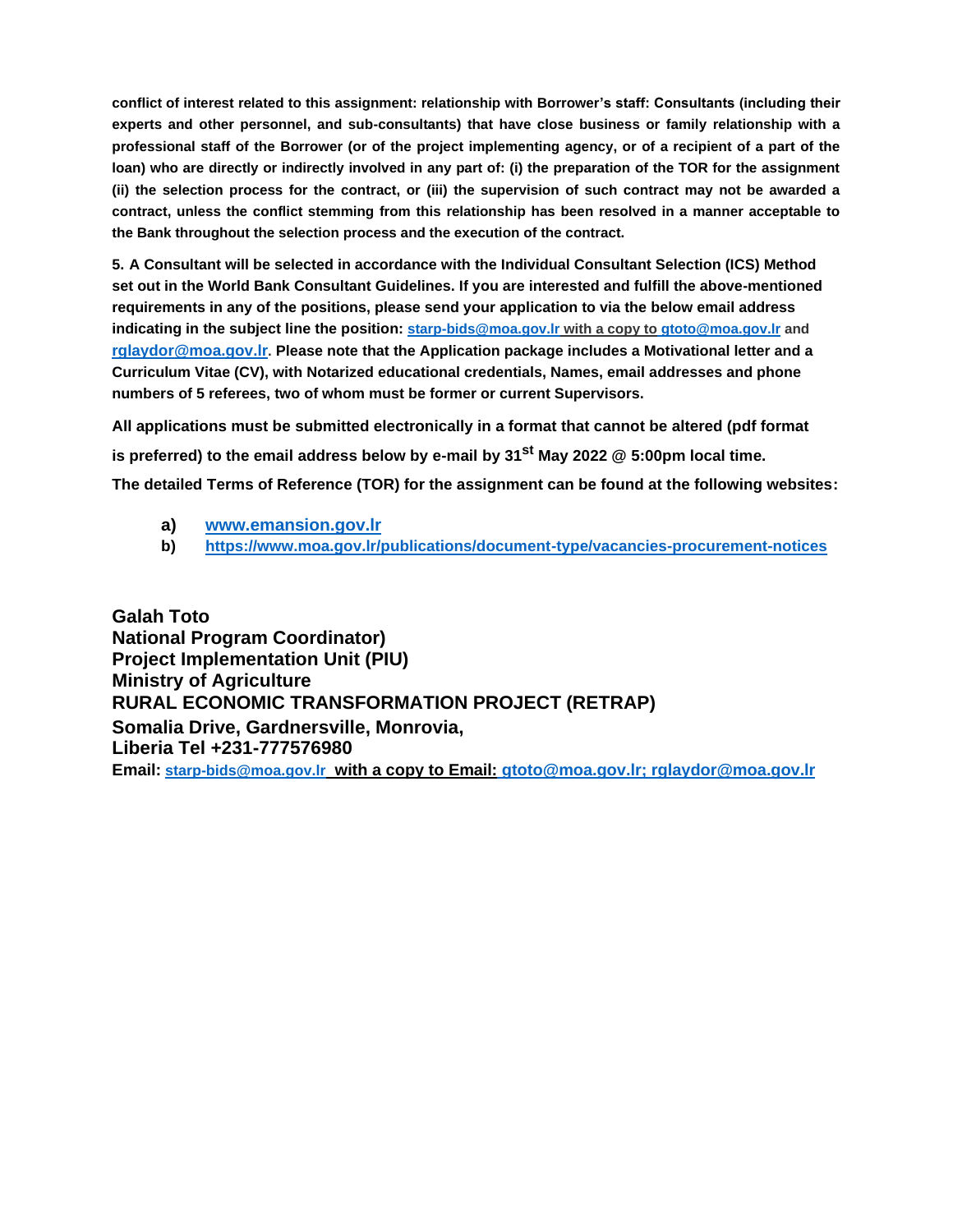**conflict of interest related to this assignment: relationship with Borrower's staff: Consultants (including their experts and other personnel, and sub-consultants) that have close business or family relationship with a professional staff of the Borrower (or of the project implementing agency, or of a recipient of a part of the loan) who are directly or indirectly involved in any part of: (i) the preparation of the TOR for the assignment (ii) the selection process for the contract, or (iii) the supervision of such contract may not be awarded a contract, unless the conflict stemming from this relationship has been resolved in a manner acceptable to the Bank throughout the selection process and the execution of the contract.**

**5. A Consultant will be selected in accordance with the Individual Consultant Selection (ICS) Method set out in the World Bank Consultant Guidelines. If you are interested and fulfill the above-mentioned requirements in any of the positions, please send your application to via the below email address indicating in the subject line the position: starp-bids@moa.gov.lr with a copy to gtoto@moa.gov.lr and rglaydor@moa.gov.lr. Please note that the Application package includes a Motivational letter and a Curriculum Vitae (CV), with Notarized educational credentials, Names, email addresses and phone numbers of 5 referees, two of whom must be former or current Supervisors.**

**All applications must be submitted electronically in a format that cannot be altered (pdf format is preferred) to the email address below by e-mail by 31st May 2022 @ 5:00pm local time.**

**The detailed Terms of Reference (TOR) for the assignment can be found at the following websites:**

- **a)** **www.emansion.gov.lr**
- **b)** **https://www.moa.gov.lr/publications/document-type/vacancies-procurement-notices**

**Galah Toto**
**National Program Coordinator)**
**Project Implementation Unit (PIU)**
**Ministry of Agriculture**
**RURAL ECONOMIC TRANSFORMATION PROJECT (RETRAP)**
**Somalia Drive, Gardnersville, Monrovia,**
**Liberia Tel +231-777576980**
**Email: starp-bids@moa.gov.lr with a copy to Email: gtoto@moa.gov.lr; rglaydor@moa.gov.lr**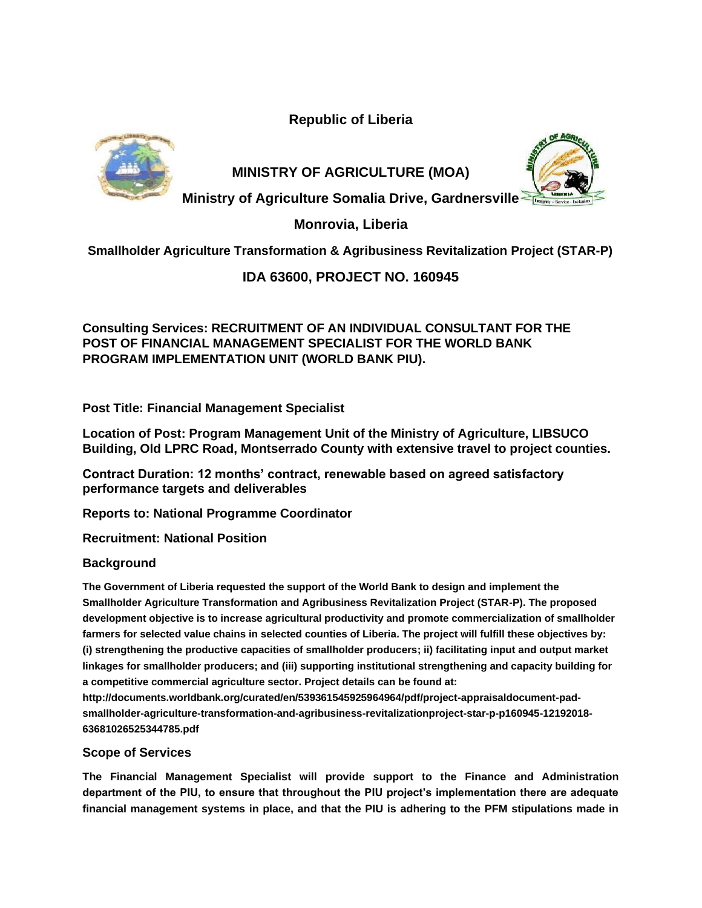**Republic of Liberia**

**MINISTRY OF AGRICULTURE (MOA)**

**Ministry of Agriculture Somalia Drive, Gardnersville**

**Monrovia, Liberia**

**Smallholder Agriculture Transformation & Agribusiness Revitalization Project (STAR-P)**

**IDA 63600, PROJECT NO. 160945**

**Consulting Services: RECRUITMENT OF AN INDIVIDUAL CONSULTANT FOR THE POST OF FINANCIAL MANAGEMENT SPECIALIST FOR THE WORLD BANK PROGRAM IMPLEMENTATION UNIT (WORLD BANK PIU).**

**Post Title: Financial Management Specialist**

**Location of Post: Program Management Unit of the Ministry of Agriculture, LIBSUCO Building, Old LPRC Road, Montserrado County with extensive travel to project counties.**

**Contract Duration: 12 months' contract, renewable based on agreed satisfactory performance targets and deliverables**

**Reports to: National Programme Coordinator**

**Recruitment: National Position**

## Background

**The Government of Liberia requested the support of the World Bank to design and implement the Smallholder Agriculture Transformation and Agribusiness Revitalization Project (STAR-P). The proposed development objective is to increase agricultural productivity and promote commercialization of smallholder farmers for selected value chains in selected counties of Liberia. The project will fulfill these objectives by: (i) strengthening the productive capacities of smallholder producers; ii) facilitating input and output market linkages for smallholder producers; and (iii) supporting institutional strengthening and capacity building for a competitive commercial agriculture sector. Project details can be found at: http://documents.worldbank.org/curated/en/539361545925964964/pdf/project-appraisaldocument-pad-smallholder-agriculture-transformation-and-agribusiness-revitalizationproject-star-p-p160945-12192018-636810265253447​85.pdf**

## Scope of Services

**The Financial Management Specialist will provide support to the Finance and Administration department of the PIU, to ensure that throughout the PIU project's implementation there are adequate financial management systems in place, and that the PIU is adhering to the PFM stipulations made in**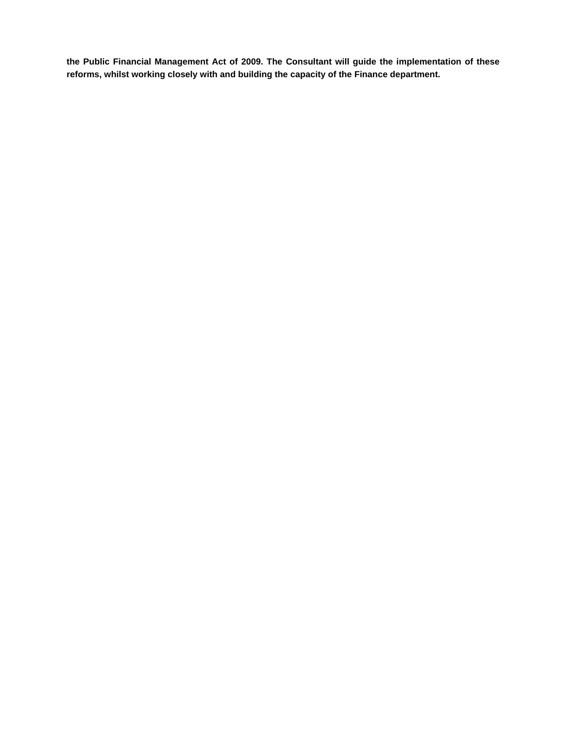**the Public Financial Management Act of 2009. The Consultant will guide the implementation of these reforms, whilst working closely with and building the capacity of the Finance department.**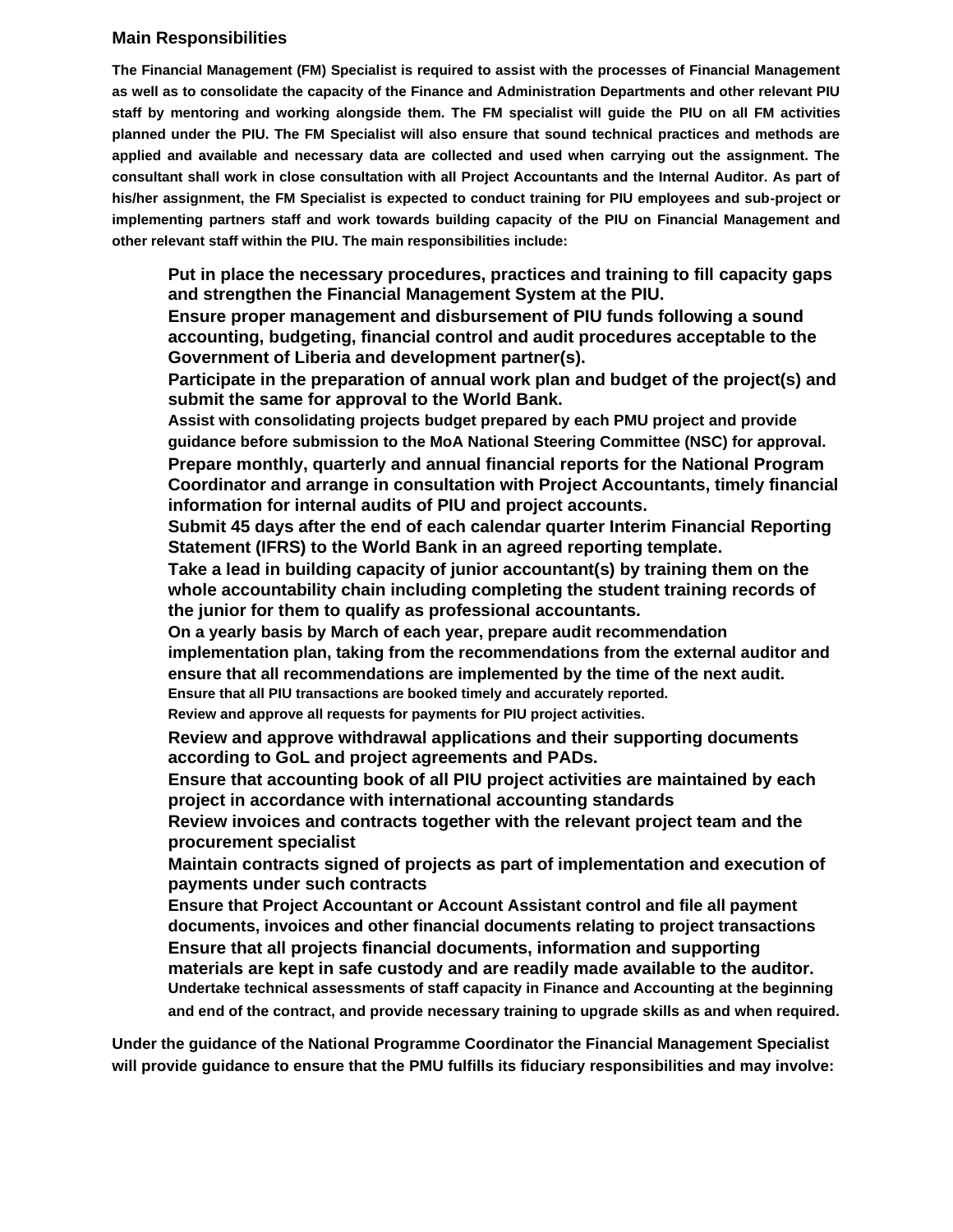## Main Responsibilities

**The Financial Management (FM) Specialist is required to assist with the processes of Financial Management as well as to consolidate the capacity of the Finance and Administration Departments and other relevant PIU staff by mentoring and working alongside them. The FM specialist will guide the PIU on all FM activities planned under the PIU. The FM Specialist will also ensure that sound technical practices and methods are applied and available and necessary data are collected and used when carrying out the assignment. The consultant shall work in close consultation with all Project Accountants and the Internal Auditor. As part of his/her assignment, the FM Specialist is expected to conduct training for PIU employees and sub-project or implementing partners staff and work towards building capacity of the PIU on Financial Management and other relevant staff within the PIU. The main responsibilities include:**

- **Put in place the necessary procedures, practices and training to fill capacity gaps and strengthen the Financial Management System at the PIU.**
- **Ensure proper management and disbursement of PIU funds following a sound accounting, budgeting, financial control and audit procedures acceptable to the Government of Liberia and development partner(s).**
- **Participate in the preparation of annual work plan and budget of the project(s) and submit the same for approval to the World Bank.**
- **Assist with consolidating projects budget prepared by each PMU project and provide guidance before submission to the MoA National Steering Committee (NSC) for approval.**
- **Prepare monthly, quarterly and annual financial reports for the National Program Coordinator and arrange in consultation with Project Accountants, timely financial information for internal audits of PIU and project accounts.**
- **Submit 45 days after the end of each calendar quarter Interim Financial Reporting Statement (IFRS) to the World Bank in an agreed reporting template.**
- **Take a lead in building capacity of junior accountant(s) by training them on the whole accountability chain including completing the student training records of the junior for them to qualify as professional accountants.**
- **On a yearly basis by March of each year, prepare audit recommendation implementation plan, taking from the recommendations from the external auditor and ensure that all recommendations are implemented by the time of the next audit.**
- **Ensure that all PIU transactions are booked timely and accurately reported.**
- **Review and approve all requests for payments for PIU project activities.**
- **Review and approve withdrawal applications and their supporting documents according to GoL and project agreements and PADs.**
- **Ensure that accounting book of all PIU project activities are maintained by each project in accordance with international accounting standards**
- **Review invoices and contracts together with the relevant project team and the procurement specialist**
- **Maintain contracts signed of projects as part of implementation and execution of payments under such contracts**
- **Ensure that Project Accountant or Account Assistant control and file all payment documents, invoices and other financial documents relating to project transactions**
- **Ensure that all projects financial documents, information and supporting materials are kept in safe custody and are readily made available to the auditor.**
- **Undertake technical assessments of staff capacity in Finance and Accounting at the beginning and end of the contract, and provide necessary training to upgrade skills as and when required.**

**Under the guidance of the National Programme Coordinator the Financial Management Specialist will provide guidance to ensure that the PMU fulfills its fiduciary responsibilities and may involve:**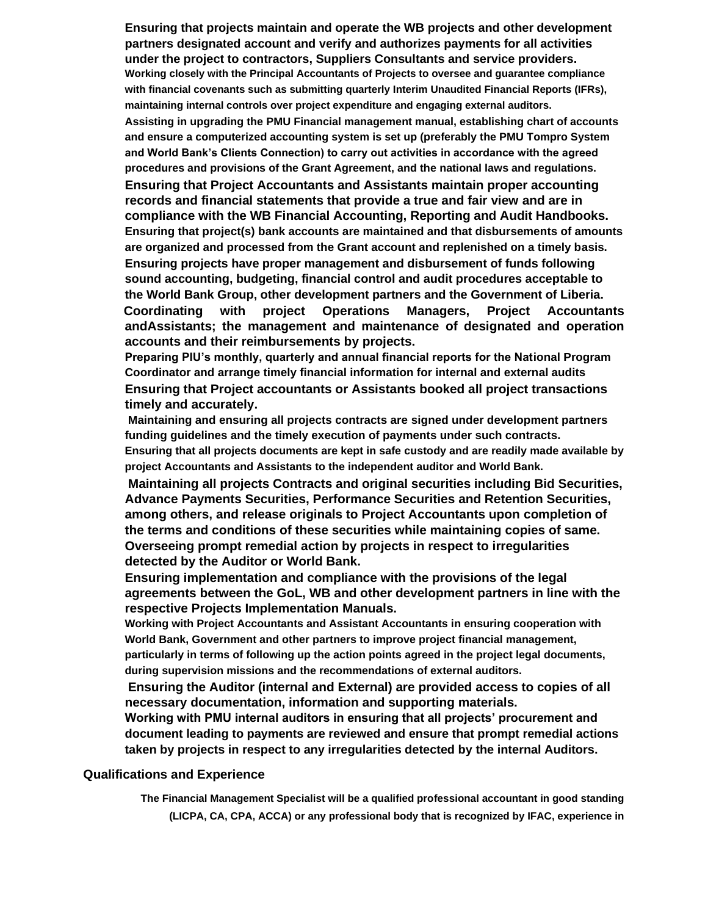**Ensuring that projects maintain and operate the WB projects and other development partners designated account and verify and authorizes payments for all activities under the project to contractors, Suppliers Consultants and service providers.**

**Working closely with the Principal Accountants of Projects to oversee and guarantee compliance with financial covenants such as submitting quarterly Interim Unaudited Financial Reports (IFRs), maintaining internal controls over project expenditure and engaging external auditors.**

**Assisting in upgrading the PMU Financial management manual, establishing chart of accounts and ensure a computerized accounting system is set up (preferably the PMU Tompro System and World Bank's Clients Connection) to carry out activities in accordance with the agreed procedures and provisions of the Grant Agreement, and the national laws and regulations.**

**Ensuring that Project Accountants and Assistants maintain proper accounting records and financial statements that provide a true and fair view and are in compliance with the WB Financial Accounting, Reporting and Audit Handbooks.**

**Ensuring that project(s) bank accounts are maintained and that disbursements of amounts are organized and processed from the Grant account and replenished on a timely basis.**

**Ensuring projects have proper management and disbursement of funds following sound accounting, budgeting, financial control and audit procedures acceptable to the World Bank Group, other development partners and the Government of Liberia.**

**Coordinating with project Operations Managers, Project Accountants andAssistants; the management and maintenance of designated and operation accounts and their reimbursements by projects.**

**Preparing PIU's monthly, quarterly and annual financial reports for the National Program Coordinator and arrange timely financial information for internal and external audits**

**Ensuring that Project accountants or Assistants booked all project transactions timely and accurately.**

**Maintaining and ensuring all projects contracts are signed under development partners funding guidelines and the timely execution of payments under such contracts.**

**Ensuring that all projects documents are kept in safe custody and are readily made available by project Accountants and Assistants to the independent auditor and World Bank.**

**Maintaining all projects Contracts and original securities including Bid Securities, Advance Payments Securities, Performance Securities and Retention Securities, among others, and release originals to Project Accountants upon completion of the terms and conditions of these securities while maintaining copies of same.**

**Overseeing prompt remedial action by projects in respect to irregularities detected by the Auditor or World Bank.**

**Ensuring implementation and compliance with the provisions of the legal agreements between the GoL, WB and other development partners in line with the respective Projects Implementation Manuals.**

**Working with Project Accountants and Assistant Accountants in ensuring cooperation with World Bank, Government and other partners to improve project financial management, particularly in terms of following up the action points agreed in the project legal documents, during supervision missions and the recommendations of external auditors.**

**Ensuring the Auditor (internal and External) are provided access to copies of all necessary documentation, information and supporting materials.**

**Working with PMU internal auditors in ensuring that all projects' procurement and document leading to payments are reviewed and ensure that prompt remedial actions taken by projects in respect to any irregularities detected by the internal Auditors.**

## Qualifications and Experience

**The Financial Management Specialist will be a qualified professional accountant in good standing (LICPA, CA, CPA, ACCA) or any professional body that is recognized by IFAC, experience in**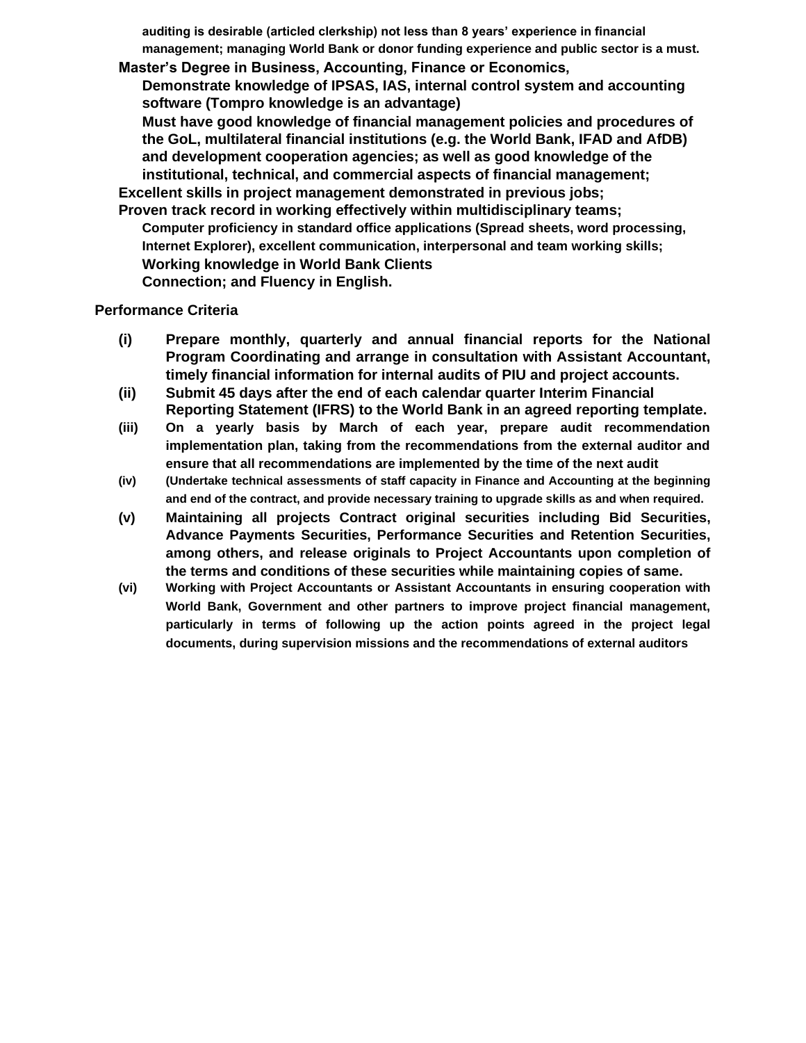**auditing is desirable (articled clerkship) not less than 8 years' experience in financial management; managing World Bank or donor funding experience and public sector is a must.**

**Master's Degree in Business, Accounting, Finance or Economics,**

**Demonstrate knowledge of IPSAS, IAS, internal control system and accounting software (Tompro knowledge is an advantage)**

**Must have good knowledge of financial management policies and procedures of the GoL, multilateral financial institutions (e.g. the World Bank, IFAD and AfDB) and development cooperation agencies; as well as good knowledge of the institutional, technical, and commercial aspects of financial management;**

**Excellent skills in project management demonstrated in previous jobs;**

**Proven track record in working effectively within multidisciplinary teams;**

**Computer proficiency in standard office applications (Spread sheets, word processing, Internet Explorer), excellent communication, interpersonal and team working skills;**

**Working knowledge in World Bank Clients Connection; and Fluency in English.**

**Performance Criteria**

- **(i)** **Prepare monthly, quarterly and annual financial reports for the National Program Coordinating and arrange in consultation with Assistant Accountant, timely financial information for internal audits of PIU and project accounts.**
- **(ii)** **Submit 45 days after the end of each calendar quarter Interim Financial Reporting Statement (IFRS) to the World Bank in an agreed reporting template.**
- **(iii)** **On a yearly basis by March of each year, prepare audit recommendation implementation plan, taking from the recommendations from the external auditor and ensure that all recommendations are implemented by the time of the next audit**
- **(iv)** **(Undertake technical assessments of staff capacity in Finance and Accounting at the beginning and end of the contract, and provide necessary training to upgrade skills as and when required.**
- **(v)** **Maintaining all projects Contract original securities including Bid Securities, Advance Payments Securities, Performance Securities and Retention Securities, among others, and release originals to Project Accountants upon completion of the terms and conditions of these securities while maintaining copies of same.**
- **(vi)** **Working with Project Accountants or Assistant Accountants in ensuring cooperation with World Bank, Government and other partners to improve project financial management, particularly in terms of following up the action points agreed in the project legal documents, during supervision missions and the recommendations of external auditors**